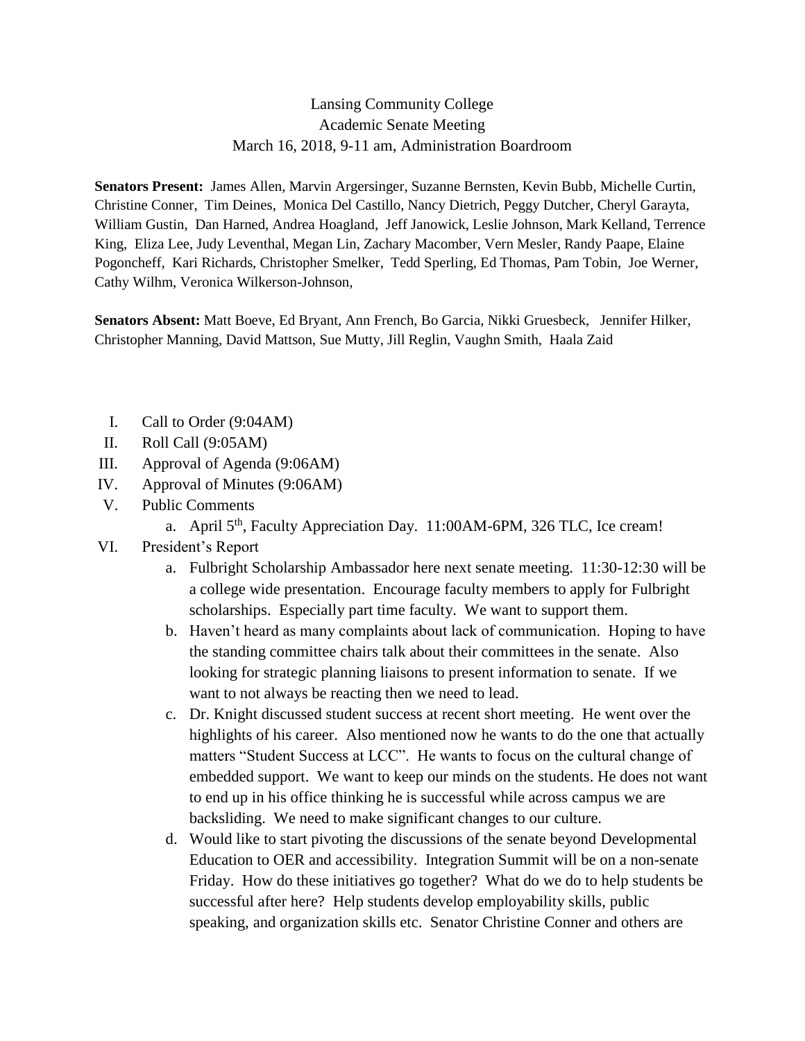# Lansing Community College
## Academic Senate Meeting
### March 16, 2018, 9-11 am, Administration Boardroom

**Senators Present:** James Allen, Marvin Argersinger, Suzanne Bernsten, Kevin Bubb, Michelle Curtin, Christine Conner, Tim Deines, Monica Del Castillo, Nancy Dietrich, Peggy Dutcher, Cheryl Garayta, William Gustin, Dan Harned, Andrea Hoagland, Jeff Janowick, Leslie Johnson, Mark Kelland, Terrence King, Eliza Lee, Judy Leventhal, Megan Lin, Zachary Macomber, Vern Mesler, Randy Paape, Elaine Pogoncheff, Kari Richards, Christopher Smelker, Tedd Sperling, Ed Thomas, Pam Tobin, Joe Werner, Cathy Wilhm, Veronica Wilkerson-Johnson,

**Senators Absent:** Matt Boeve, Ed Bryant, Ann French, Bo Garcia, Nikki Gruesbeck, Jennifer Hilker, Christopher Manning, David Mattson, Sue Mutty, Jill Reglin, Vaughn Smith, Haala Zaid

I. Call to Order (9:04AM)
II. Roll Call (9:05AM)
III. Approval of Agenda (9:06AM)
IV. Approval of Minutes (9:06AM)
V. Public Comments
   a. April 5th, Faculty Appreciation Day. 11:00AM-6PM, 326 TLC, Ice cream!
VI. President's Report
   a. Fulbright Scholarship Ambassador here next senate meeting. 11:30-12:30 will be a college wide presentation. Encourage faculty members to apply for Fulbright scholarships. Especially part time faculty. We want to support them.
   b. Haven't heard as many complaints about lack of communication. Hoping to have the standing committee chairs talk about their committees in the senate. Also looking for strategic planning liaisons to present information to senate. If we want to not always be reacting then we need to lead.
   c. Dr. Knight discussed student success at recent short meeting. He went over the highlights of his career. Also mentioned now he wants to do the one that actually matters "Student Success at LCC". He wants to focus on the cultural change of embedded support. We want to keep our minds on the students. He does not want to end up in his office thinking he is successful while across campus we are backsliding. We need to make significant changes to our culture.
   d. Would like to start pivoting the discussions of the senate beyond Developmental Education to OER and accessibility. Integration Summit will be on a non-senate Friday. How do these initiatives go together? What do we do to help students be successful after here? Help students develop employability skills, public speaking, and organization skills etc. Senator Christine Conner and others are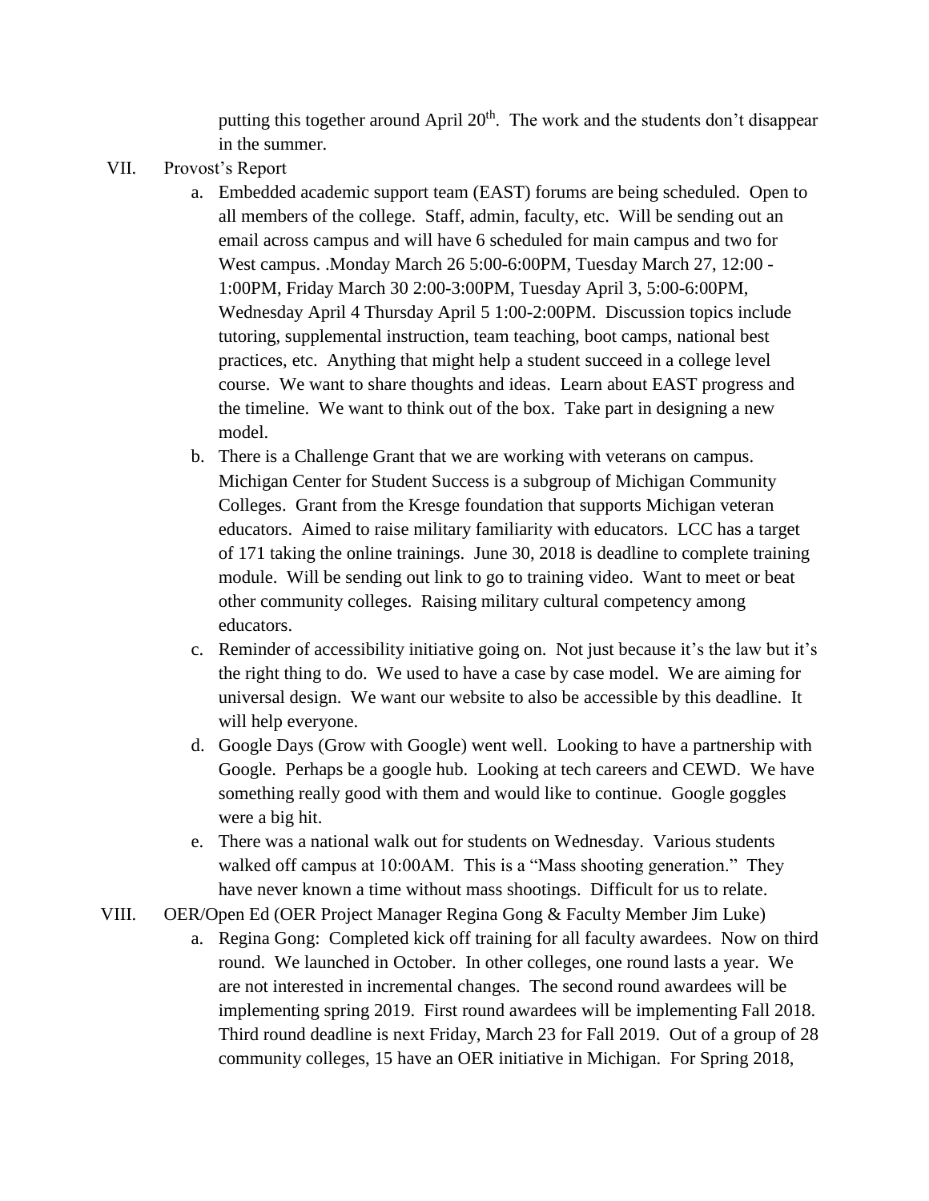putting this together around April 20th. The work and the students don't disappear in the summer.

VII. Provost's Report

a. Embedded academic support team (EAST) forums are being scheduled. Open to all members of the college. Staff, admin, faculty, etc. Will be sending out an email across campus and will have 6 scheduled for main campus and two for West campus. .Monday March 26 5:00-6:00PM, Tuesday March 27, 12:00 - 1:00PM, Friday March 30 2:00-3:00PM, Tuesday April 3, 5:00-6:00PM, Wednesday April 4 Thursday April 5 1:00-2:00PM. Discussion topics include tutoring, supplemental instruction, team teaching, boot camps, national best practices, etc. Anything that might help a student succeed in a college level course. We want to share thoughts and ideas. Learn about EAST progress and the timeline. We want to think out of the box. Take part in designing a new model.

b. There is a Challenge Grant that we are working with veterans on campus. Michigan Center for Student Success is a subgroup of Michigan Community Colleges. Grant from the Kresge foundation that supports Michigan veteran educators. Aimed to raise military familiarity with educators. LCC has a target of 171 taking the online trainings. June 30, 2018 is deadline to complete training module. Will be sending out link to go to training video. Want to meet or beat other community colleges. Raising military cultural competency among educators.

c. Reminder of accessibility initiative going on. Not just because it's the law but it's the right thing to do. We used to have a case by case model. We are aiming for universal design. We want our website to also be accessible by this deadline. It will help everyone.

d. Google Days (Grow with Google) went well. Looking to have a partnership with Google. Perhaps be a google hub. Looking at tech careers and CEWD. We have something really good with them and would like to continue. Google goggles were a big hit.

e. There was a national walk out for students on Wednesday. Various students walked off campus at 10:00AM. This is a "Mass shooting generation." They have never known a time without mass shootings. Difficult for us to relate.

VIII. OER/Open Ed (OER Project Manager Regina Gong & Faculty Member Jim Luke)

a. Regina Gong: Completed kick off training for all faculty awardees. Now on third round. We launched in October. In other colleges, one round lasts a year. We are not interested in incremental changes. The second round awardees will be implementing spring 2019. First round awardees will be implementing Fall 2018. Third round deadline is next Friday, March 23 for Fall 2019. Out of a group of 28 community colleges, 15 have an OER initiative in Michigan. For Spring 2018,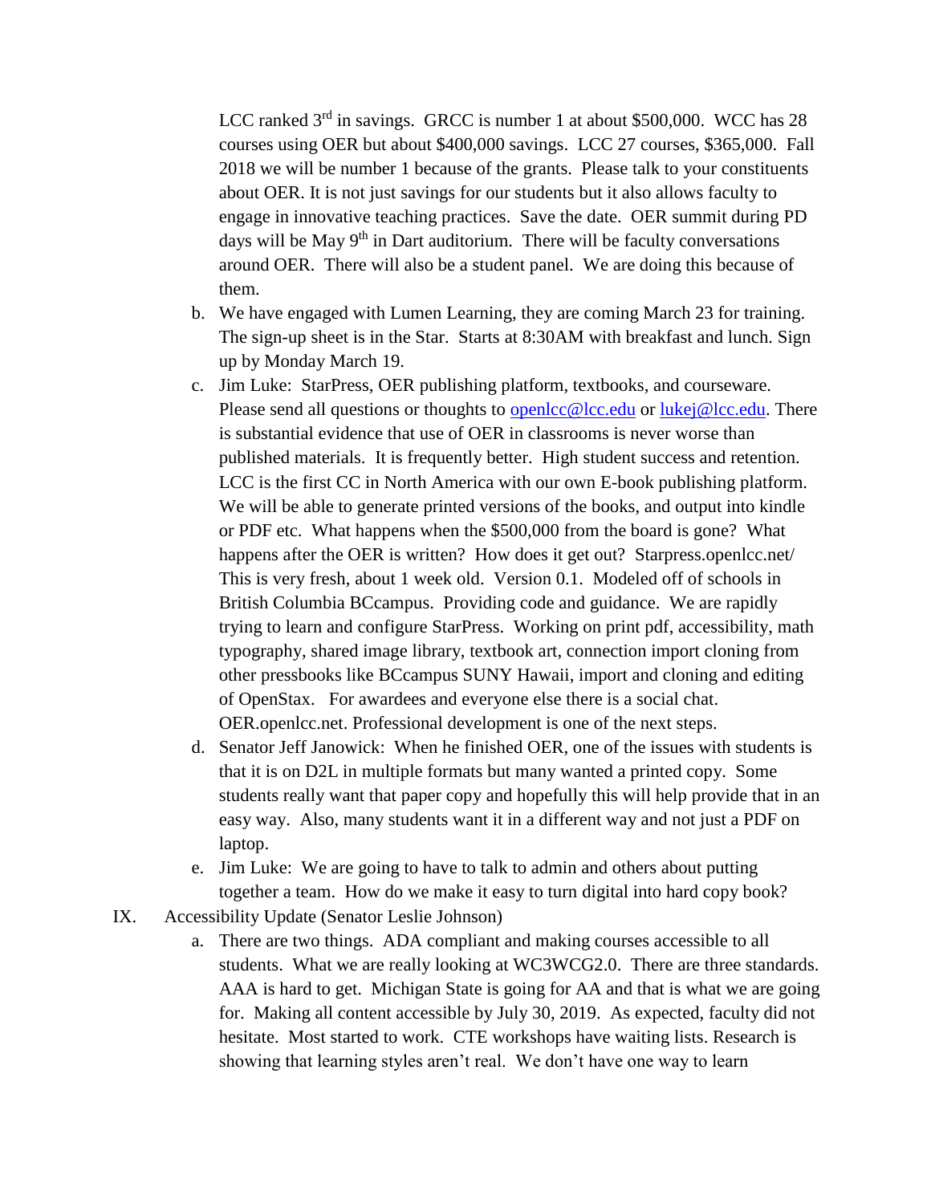LCC ranked 3rd in savings. GRCC is number 1 at about $500,000. WCC has 28 courses using OER but about $400,000 savings. LCC 27 courses, $365,000. Fall 2018 we will be number 1 because of the grants. Please talk to your constituents about OER. It is not just savings for our students but it also allows faculty to engage in innovative teaching practices. Save the date. OER summit during PD days will be May 9th in Dart auditorium. There will be faculty conversations around OER. There will also be a student panel. We are doing this because of them.

b. We have engaged with Lumen Learning, they are coming March 23 for training. The sign-up sheet is in the Star. Starts at 8:30AM with breakfast and lunch. Sign up by Monday March 19.

c. Jim Luke: StarPress, OER publishing platform, textbooks, and courseware. Please send all questions or thoughts to openlcc@lcc.edu or lukej@lcc.edu. There is substantial evidence that use of OER in classrooms is never worse than published materials. It is frequently better. High student success and retention. LCC is the first CC in North America with our own E-book publishing platform. We will be able to generate printed versions of the books, and output into kindle or PDF etc. What happens when the $500,000 from the board is gone? What happens after the OER is written? How does it get out? Starpress.openlcc.net/ This is very fresh, about 1 week old. Version 0.1. Modeled off of schools in British Columbia BCcampus. Providing code and guidance. We are rapidly trying to learn and configure StarPress. Working on print pdf, accessibility, math typography, shared image library, textbook art, connection import cloning from other pressbooks like BCcampus SUNY Hawaii, import and cloning and editing of OpenStax. For awardees and everyone else there is a social chat. OER.openlcc.net. Professional development is one of the next steps.

d. Senator Jeff Janowick: When he finished OER, one of the issues with students is that it is on D2L in multiple formats but many wanted a printed copy. Some students really want that paper copy and hopefully this will help provide that in an easy way. Also, many students want it in a different way and not just a PDF on laptop.

e. Jim Luke: We are going to have to talk to admin and others about putting together a team. How do we make it easy to turn digital into hard copy book?

IX. Accessibility Update (Senator Leslie Johnson)

a. There are two things. ADA compliant and making courses accessible to all students. What we are really looking at WC3WCG2.0. There are three standards. AAA is hard to get. Michigan State is going for AA and that is what we are going for. Making all content accessible by July 30, 2019. As expected, faculty did not hesitate. Most started to work. CTE workshops have waiting lists. Research is showing that learning styles aren't real. We don't have one way to learn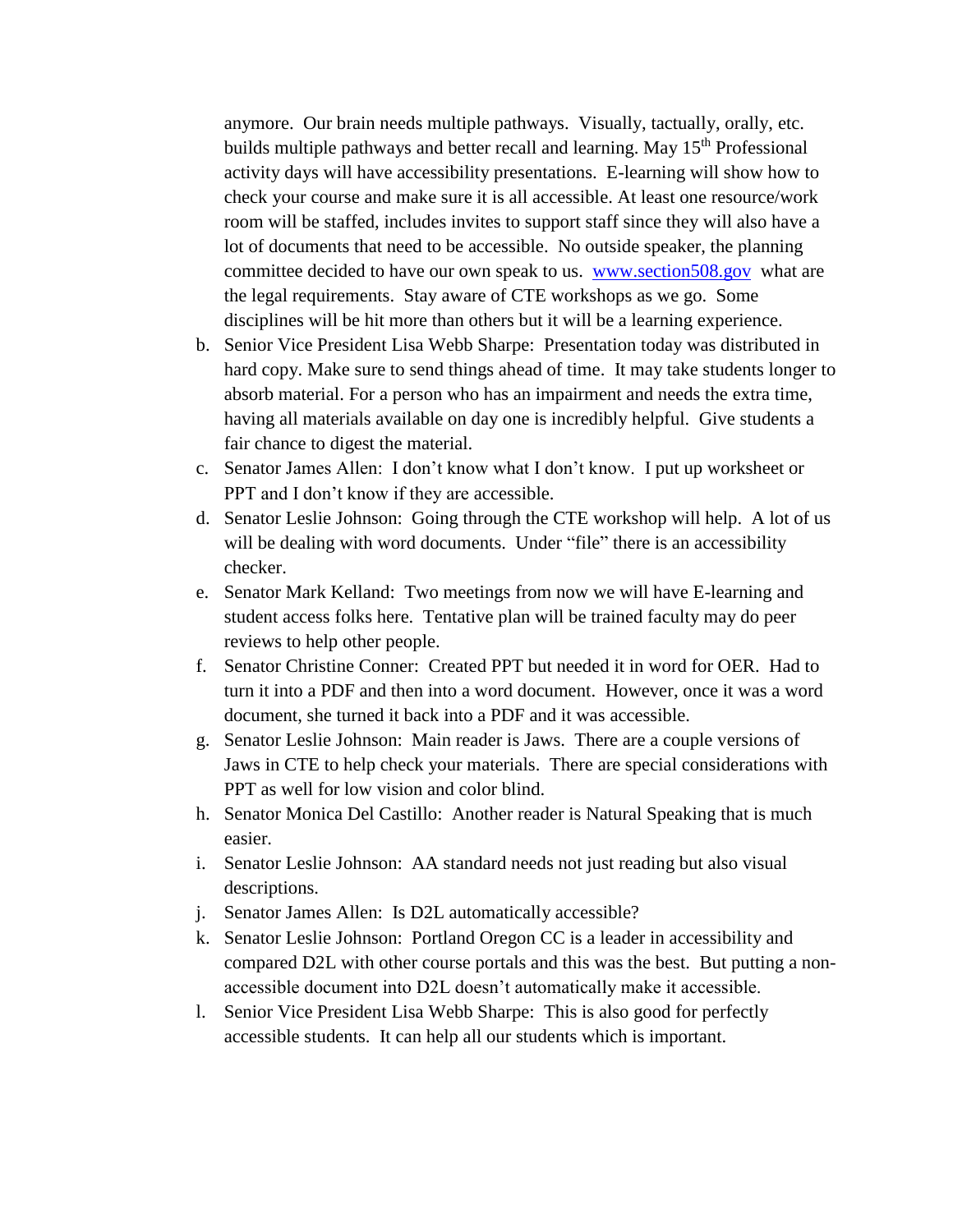anymore. Our brain needs multiple pathways. Visually, tactually, orally, etc. builds multiple pathways and better recall and learning. May 15th Professional activity days will have accessibility presentations. E-learning will show how to check your course and make sure it is all accessible. At least one resource/work room will be staffed, includes invites to support staff since they will also have a lot of documents that need to be accessible. No outside speaker, the planning committee decided to have our own speak to us. [www.section508.gov](http://www.section508.gov) what are the legal requirements. Stay aware of CTE workshops as we go. Some disciplines will be hit more than others but it will be a learning experience.

b. Senior Vice President Lisa Webb Sharpe: Presentation today was distributed in hard copy. Make sure to send things ahead of time. It may take students longer to absorb material. For a person who has an impairment and needs the extra time, having all materials available on day one is incredibly helpful. Give students a fair chance to digest the material.
c. Senator James Allen: I don't know what I don't know. I put up worksheet or PPT and I don't know if they are accessible.
d. Senator Leslie Johnson: Going through the CTE workshop will help. A lot of us will be dealing with word documents. Under "file" there is an accessibility checker.
e. Senator Mark Kelland: Two meetings from now we will have E-learning and student access folks here. Tentative plan will be trained faculty may do peer reviews to help other people.
f. Senator Christine Conner: Created PPT but needed it in word for OER. Had to turn it into a PDF and then into a word document. However, once it was a word document, she turned it back into a PDF and it was accessible.
g. Senator Leslie Johnson: Main reader is Jaws. There are a couple versions of Jaws in CTE to help check your materials. There are special considerations with PPT as well for low vision and color blind.
h. Senator Monica Del Castillo: Another reader is Natural Speaking that is much easier.
i. Senator Leslie Johnson: AA standard needs not just reading but also visual descriptions.
j. Senator James Allen: Is D2L automatically accessible?
k. Senator Leslie Johnson: Portland Oregon CC is a leader in accessibility and compared D2L with other course portals and this was the best. But putting a non-accessible document into D2L doesn't automatically make it accessible.
l. Senior Vice President Lisa Webb Sharpe: This is also good for perfectly accessible students. It can help all our students which is important.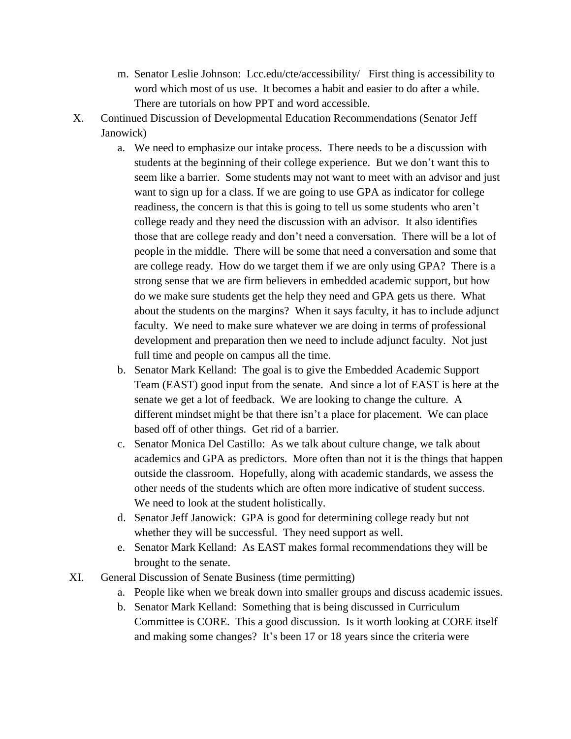m. Senator Leslie Johnson: Lcc.edu/cte/accessibility/ First thing is accessibility to word which most of us use. It becomes a habit and easier to do after a while. There are tutorials on how PPT and word accessible.

X. Continued Discussion of Developmental Education Recommendations (Senator Jeff Janowick)

   a. We need to emphasize our intake process. There needs to be a discussion with students at the beginning of their college experience. But we don't want this to seem like a barrier. Some students may not want to meet with an advisor and just want to sign up for a class. If we are going to use GPA as indicator for college readiness, the concern is that this is going to tell us some students who aren't college ready and they need the discussion with an advisor. It also identifies those that are college ready and don't need a conversation. There will be a lot of people in the middle. There will be some that need a conversation and some that are college ready. How do we target them if we are only using GPA? There is a strong sense that we are firm believers in embedded academic support, but how do we make sure students get the help they need and GPA gets us there. What about the students on the margins? When it says faculty, it has to include adjunct faculty. We need to make sure whatever we are doing in terms of professional development and preparation then we need to include adjunct faculty. Not just full time and people on campus all the time.

   b. Senator Mark Kelland: The goal is to give the Embedded Academic Support Team (EAST) good input from the senate. And since a lot of EAST is here at the senate we get a lot of feedback. We are looking to change the culture. A different mindset might be that there isn't a place for placement. We can place based off of other things. Get rid of a barrier.

   c. Senator Monica Del Castillo: As we talk about culture change, we talk about academics and GPA as predictors. More often than not it is the things that happen outside the classroom. Hopefully, along with academic standards, we assess the other needs of the students which are often more indicative of student success. We need to look at the student holistically.

   d. Senator Jeff Janowick: GPA is good for determining college ready but not whether they will be successful. They need support as well.

   e. Senator Mark Kelland: As EAST makes formal recommendations they will be brought to the senate.

XI. General Discussion of Senate Business (time permitting)

   a. People like when we break down into smaller groups and discuss academic issues.

   b. Senator Mark Kelland: Something that is being discussed in Curriculum Committee is CORE. This a good discussion. Is it worth looking at CORE itself and making some changes? It's been 17 or 18 years since the criteria were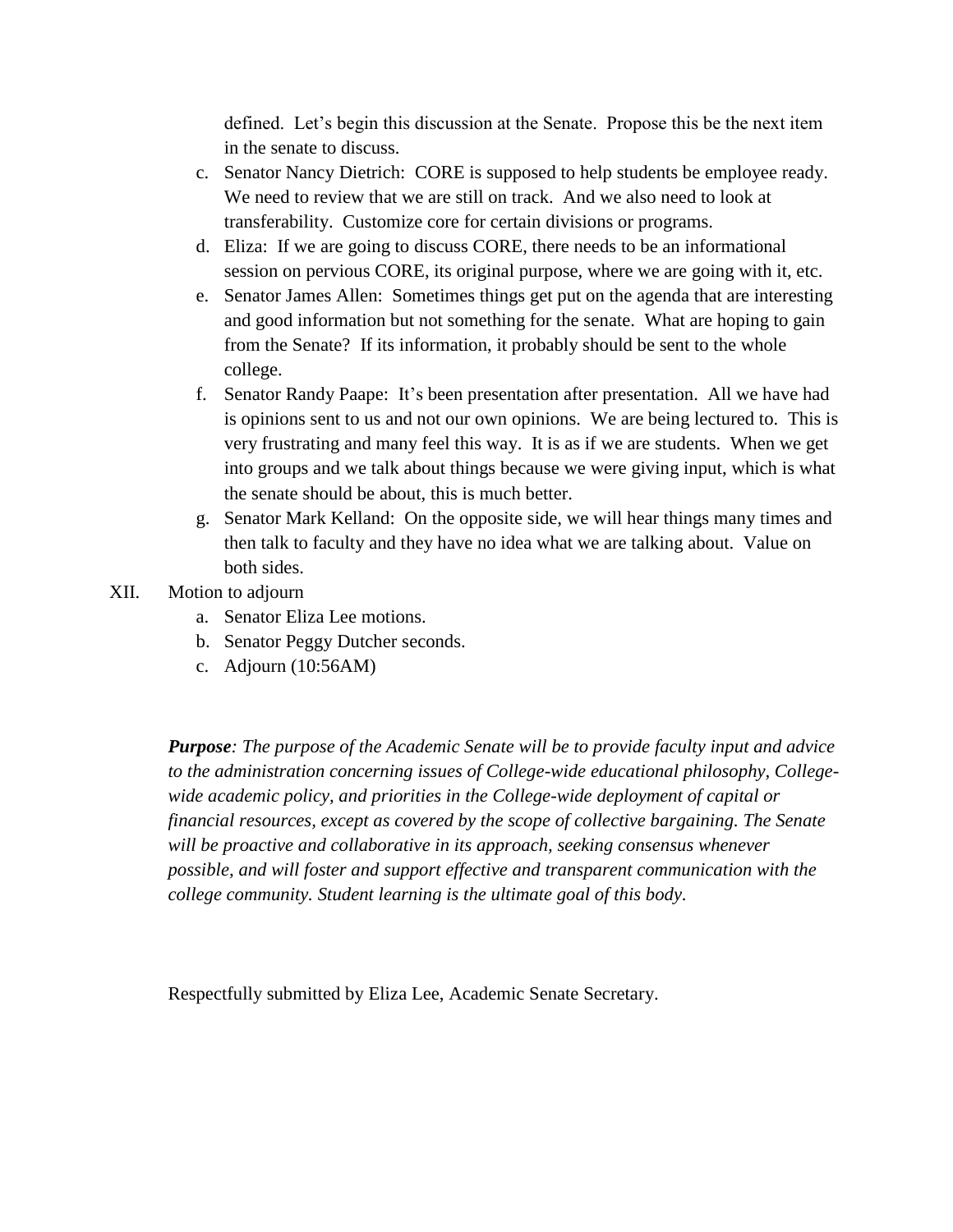defined. Let's begin this discussion at the Senate. Propose this be the next item in the senate to discuss.

c. Senator Nancy Dietrich: CORE is supposed to help students be employee ready. We need to review that we are still on track. And we also need to look at transferability. Customize core for certain divisions or programs.
d. Eliza: If we are going to discuss CORE, there needs to be an informational session on pervious CORE, its original purpose, where we are going with it, etc.
e. Senator James Allen: Sometimes things get put on the agenda that are interesting and good information but not something for the senate. What are hoping to gain from the Senate? If its information, it probably should be sent to the whole college.
f. Senator Randy Paape: It's been presentation after presentation. All we have had is opinions sent to us and not our own opinions. We are being lectured to. This is very frustrating and many feel this way. It is as if we are students. When we get into groups and we talk about things because we were giving input, which is what the senate should be about, this is much better.
g. Senator Mark Kelland: On the opposite side, we will hear things many times and then talk to faculty and they have no idea what we are talking about. Value on both sides.

XII. Motion to adjourn

a. Senator Eliza Lee motions.
b. Senator Peggy Dutcher seconds.
c. Adjourn (10:56AM)

***Purpose**: The purpose of the Academic Senate will be to provide faculty input and advice to the administration concerning issues of College-wide educational philosophy, College-wide academic policy, and priorities in the College-wide deployment of capital or financial resources, except as covered by the scope of collective bargaining. The Senate will be proactive and collaborative in its approach, seeking consensus whenever possible, and will foster and support effective and transparent communication with the college community. Student learning is the ultimate goal of this body.*

Respectfully submitted by Eliza Lee, Academic Senate Secretary.